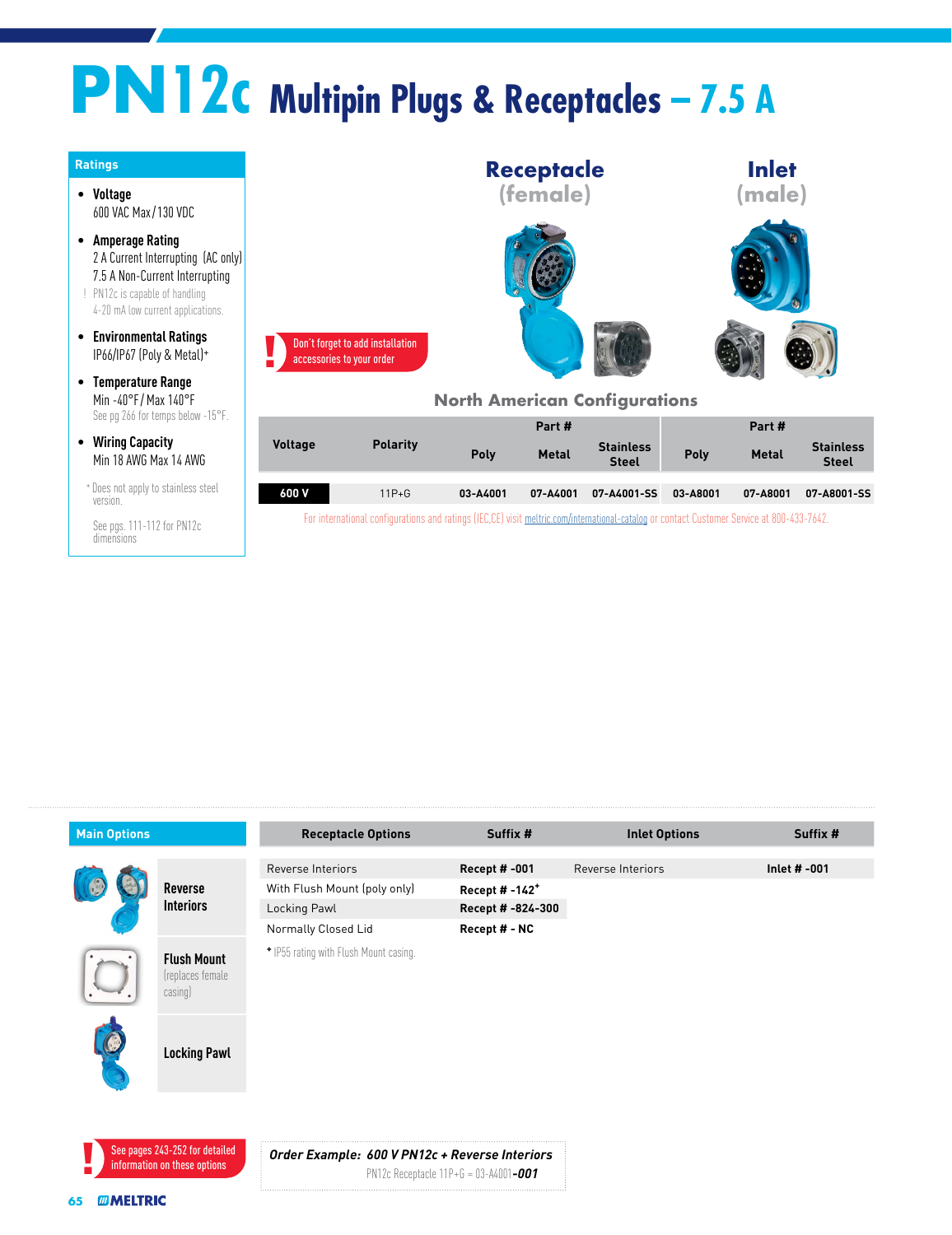# PN12c Multipin Plugs & Receptacles – 7.5 A

## Ratings

- **Voltage**
  600 VAC Max / 130 VDC
- **Amperage Rating**
  2 A Current Interrupting (AC only)
  7.5 A Non-Current Interrupting
  ! PN12c is capable of handling 4-20 mA low current applications.
- **Environmental Ratings**
  IP66/IP67 (Poly & Metal)*
- **Temperature Range**
  Min -40°F / Max 140°F
  See pg 266 for temps below -15°F.
- **Wiring Capacity**
  Min 18 AWG Max 14 AWG

* Does not apply to stainless steel version.

See pgs. 111-112 for PN12c dimensions

**Receptacle (female)** | **Inlet (male)**

! Don't forget to add installation accessories to your order

## North American Configurations

| Voltage | Polarity | Receptacle (female) Part # | | | Inlet (male) Part # | | |
|---|---|---|---|---|---|---|---|
| | | Poly | Metal | Stainless Steel | Poly | Metal | Stainless Steel |
| 600 V | 11P+G | 03-A4001 | 07-A4001 | 07-A4001-SS | 03-A8001 | 07-A8001 | 07-A8001-SS |

For international configurations and ratings (IEC,CE) visit meltric.com/international-catalog or contact Customer Service at 800-433-7642.

## Main Options

- **Reverse Interiors**
- **Flush Mount** (replaces female casing)
- **Locking Pawl**

| Receptacle Options | Suffix # | Inlet Options | Suffix # |
|---|---|---|---|
| Reverse Interiors | Recept # -001 | Reverse Interiors | Inlet # -001 |
| With Flush Mount (poly only) | Recept # -142* | | |
| Locking Pawl | Recept # -824-300 | | |
| Normally Closed Lid | Recept # - NC | | |

* IP55 rating with Flush Mount casing.

! See pages 243-252 for detailed information on these options

***Order Example: 600 V PN12c + Reverse Interiors***
PN12c Receptacle 11P+G = 03-A4001***-001***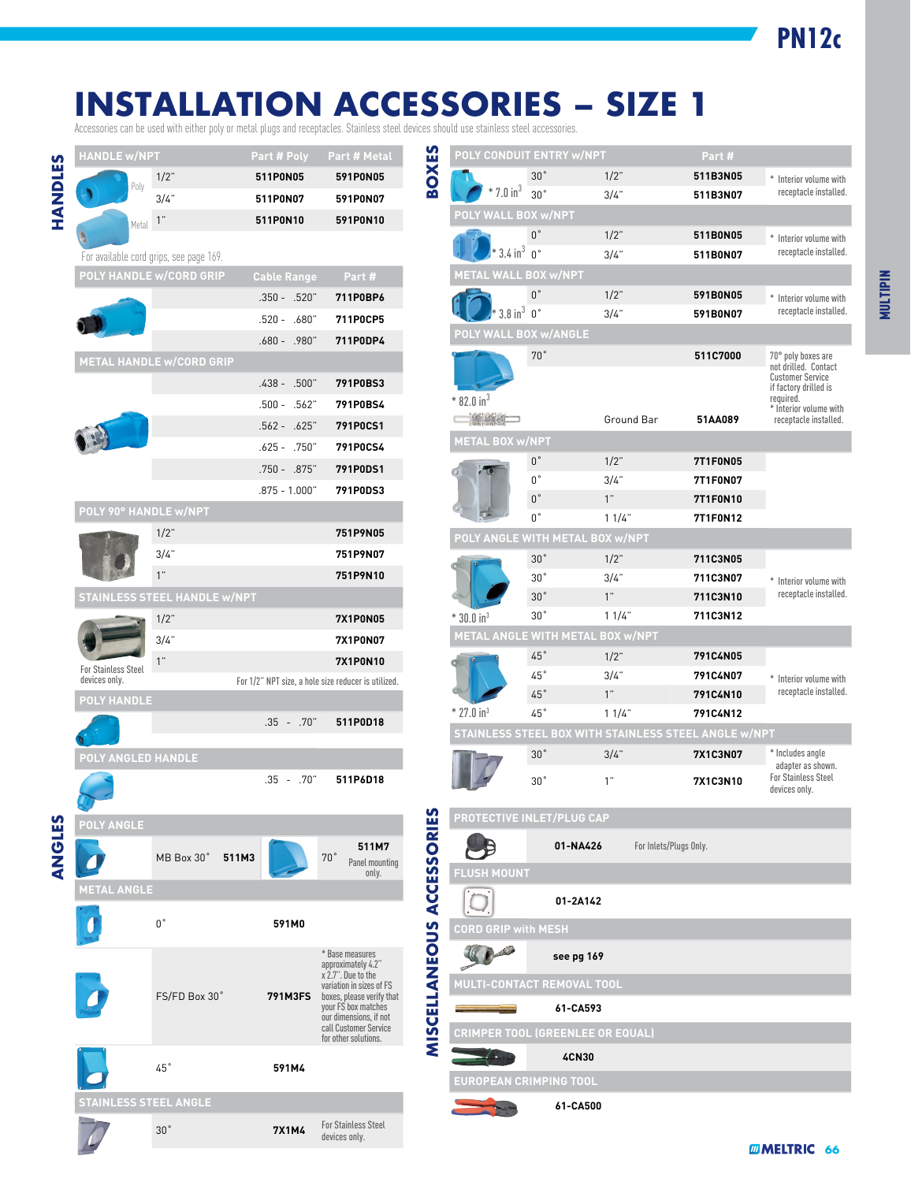# INSTALLATION ACCESSORIES – SIZE 1

Accessories can be used with either poly or metal plugs and receptacles. Stainless steel devices should use stainless steel accessories.

## HANDLES

| HANDLE w/NPT | Part # Poly | Part # Metal |
|---|---|---|
| 1/2" | 511P0N05 | 591P0N05 |
| 3/4" | 511P0N07 | 591P0N07 |
| 1" | 511P0N10 | 591P0N10 |

Poly / Metal

For available cord grips, see page 169.

| POLY HANDLE w/CORD GRIP Cable Range | Part # |
|---|---|
| .350 - .520" | 711P0BP6 |
| .520 - .680" | 711P0CP5 |
| .680 - .980" | 711P0DP4 |

| METAL HANDLE w/CORD GRIP Cable Range | Part # |
|---|---|
| .438 - .500" | 791P0BS3 |
| .500 - .562" | 791P0BS4 |
| .562 - .625" | 791P0CS1 |
| .625 - .750" | 791P0CS4 |
| .750 - .875" | 791P0DS1 |
| .875 - 1.000" | 791P0DS3 |

| POLY 90° HANDLE w/NPT | Part # |
|---|---|
| 1/2" | 751P9N05 |
| 3/4" | 751P9N07 |
| 1" | 751P9N10 |

| STAINLESS STEEL HANDLE w/NPT | Part # |
|---|---|
| 1/2" | 7X1P0N05 |
| 3/4" | 7X1P0N07 |
| 1" | 7X1P0N10 |

For Stainless Steel devices only.

For 1/2" NPT size, a hole size reducer is utilized.

| POLY HANDLE | Part # |
|---|---|
| .35 - .70" | 511P0D18 |

| POLY ANGLED HANDLE | Part # |
|---|---|
| .35 - .70" | 511P6D18 |

## ANGLES

| POLY ANGLE | Part # | | |
|---|---|---|---|
| MB Box 30° | 511M3 | 70° | 511M7 Panel mounting only. |

| METAL ANGLE | Part # | Notes |
|---|---|---|
| 0° | 591M0 | |
| FS/FD Box 30° | 791M3FS | * Base measures approximately 4.2" x 2.7". Due to the variation in sizes of FS boxes, please verify that your FS box matches our dimensions, if not call Customer Service for other solutions. |
| 45° | 591M4 | |

| STAINLESS STEEL ANGLE | Part # | Notes |
|---|---|---|
| 30° | 7X1M4 | For Stainless Steel devices only. |

## BOXES

| POLY CONDUIT ENTRY w/NPT | | | Part # | Notes |
|---|---|---|---|---|
| * 7.0 in³ | 30° | 1/2" | 511B3N05 | * Interior volume with receptacle installed. |
| | 30° | 3/4" | 511B3N07 | |

| POLY WALL BOX w/NPT | | | Part # | Notes |
|---|---|---|---|---|
| * 3.4 in³ | 0° | 1/2" | 511B0N05 | * Interior volume with receptacle installed. |
| | 0° | 3/4" | 511B0N07 | |

| METAL WALL BOX w/NPT | | | Part # | Notes |
|---|---|---|---|---|
| * 3.8 in³ | 0° | 1/2" | 591B0N05 | * Interior volume with receptacle installed. |
| | 0° | 3/4" | 591B0N07 | |

| POLY WALL BOX w/ANGLE | | | Part # | Notes |
|---|---|---|---|---|
| * 82.0 in³ | 70° | | 511C7000 | 70° poly boxes are not drilled. Contact Customer Service if factory drilled is required. * Interior volume with receptacle installed. |
| | | Ground Bar | 51AA089 | |

| METAL BOX w/NPT | | Part # |
|---|---|---|
| 0° | 1/2" | 7T1F0N05 |
| 0° | 3/4" | 7T1F0N07 |
| 0° | 1" | 7T1F0N10 |
| 0° | 1 1/4" | 7T1F0N12 |

| POLY ANGLE WITH METAL BOX w/NPT | | | Part # | Notes |
|---|---|---|---|---|
| * 30.0 in³ | 30° | 1/2" | 711C3N05 | * Interior volume with receptacle installed. |
| | 30° | 3/4" | 711C3N07 | |
| | 30° | 1" | 711C3N10 | |
| | 30° | 1 1/4" | 711C3N12 | |

| METAL ANGLE WITH METAL BOX w/NPT | | | Part # | Notes |
|---|---|---|---|---|
| * 27.0 in³ | 45° | 1/2" | 791C4N05 | * Interior volume with receptacle installed. |
| | 45° | 3/4" | 791C4N07 | |
| | 45° | 1" | 791C4N10 | |
| | 45° | 1 1/4" | 791C4N12 | |

| STAINLESS STEEL BOX WITH STAINLESS STEEL ANGLE w/NPT | | Part # | Notes |
|---|---|---|---|
| 30° | 3/4" | 7X1C3N07 | * Includes angle adapter as shown. For Stainless Steel devices only. |
| 30° | 1" | 7X1C3N10 | |

## MISCELLANEOUS ACCESSORIES

| Accessory | Part # | Notes |
|---|---|---|
| PROTECTIVE INLET/PLUG CAP | 01-NA426 | For Inlets/Plugs Only. |
| FLUSH MOUNT | 01-2A142 | |
| CORD GRIP with MESH | see pg 169 | |
| MULTI-CONTACT REMOVAL TOOL | 61-CA593 | |
| CRIMPER TOOL (GREENLEE OR EQUAL) | 4CN30 | |
| EUROPEAN CRIMPING TOOL | 61-CA500 | |